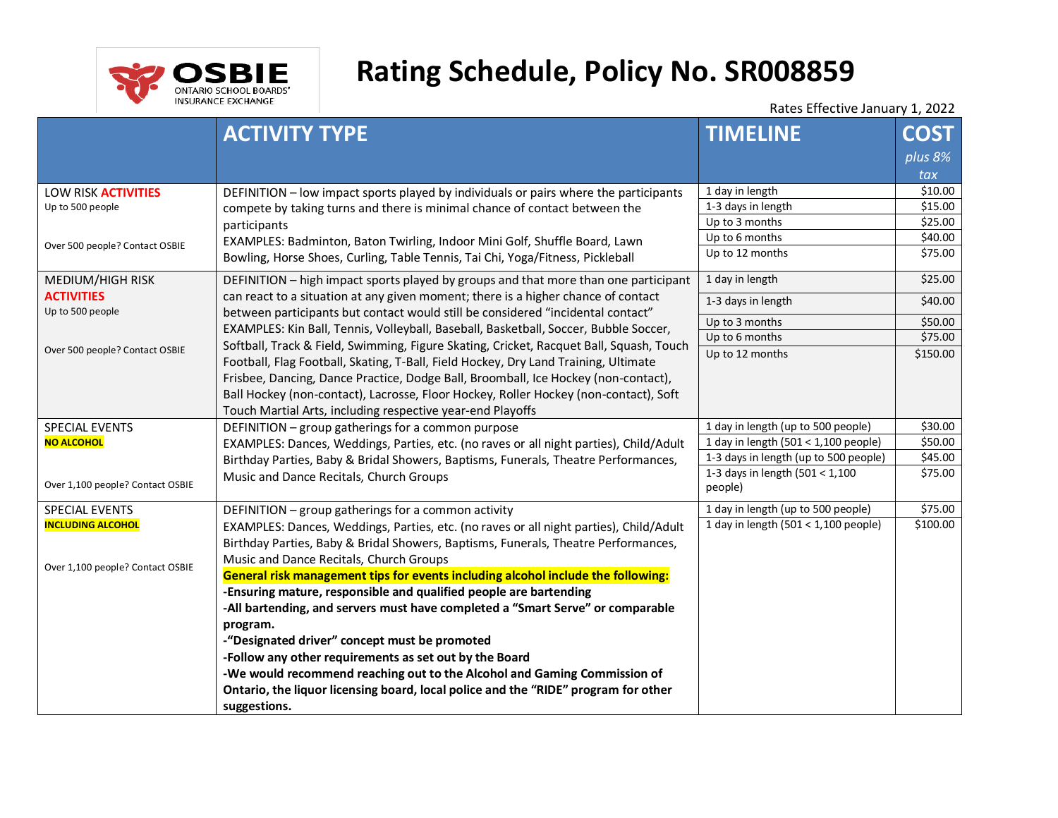OSBIE ONTARIO SCHOOL BOARDS' INSURANCE EXCHANGE

# Rating Schedule, Policy No. SR008859

Rates Effective January 1, 2022

| | ACTIVITY TYPE | TIMELINE | COST *plus 8% tax* |
|---|---|---|---|
| LOW RISK **ACTIVITIES** Up to 500 people<br><br>Over 500 people? Contact OSBIE | DEFINITION – low impact sports played by individuals or pairs where the participants compete by taking turns and there is minimal chance of contact between the participants<br>EXAMPLES: Badminton, Baton Twirling, Indoor Mini Golf, Shuffle Board, Lawn Bowling, Horse Shoes, Curling, Table Tennis, Tai Chi, Yoga/Fitness, Pickleball | 1 day in length | $10.00 |
| | | 1-3 days in length | $15.00 |
| | | Up to 3 months | $25.00 |
| | | Up to 6 months | $40.00 |
| | | Up to 12 months | $75.00 |
| MEDIUM/HIGH RISK **ACTIVITIES** Up to 500 people<br><br>Over 500 people? Contact OSBIE | DEFINITION – high impact sports played by groups and that more than one participant can react to a situation at any given moment; there is a higher chance of contact between participants but contact would still be considered "incidental contact"<br>EXAMPLES: Kin Ball, Tennis, Volleyball, Baseball, Basketball, Soccer, Bubble Soccer, Softball, Track & Field, Swimming, Figure Skating, Cricket, Racquet Ball, Squash, Touch Football, Flag Football, Skating, T-Ball, Field Hockey, Dry Land Training, Ultimate Frisbee, Dancing, Dance Practice, Dodge Ball, Broomball, Ice Hockey (non-contact), Ball Hockey (non-contact), Lacrosse, Floor Hockey, Roller Hockey (non-contact), Soft Touch Martial Arts, including respective year-end Playoffs | 1 day in length | $25.00 |
| | | 1-3 days in length | $40.00 |
| | | Up to 3 months | $50.00 |
| | | Up to 6 months | $75.00 |
| | | Up to 12 months | $150.00 |
| SPECIAL EVENTS **NO ALCOHOL**<br><br>Over 1,100 people? Contact OSBIE | DEFINITION – group gatherings for a common purpose<br>EXAMPLES: Dances, Weddings, Parties, etc. (no raves or all night parties), Child/Adult Birthday Parties, Baby & Bridal Showers, Baptisms, Funerals, Theatre Performances, Music and Dance Recitals, Church Groups | 1 day in length (up to 500 people) | $30.00 |
| | | 1 day in length (501 < 1,100 people) | $50.00 |
| | | 1-3 days in length (up to 500 people) | $45.00 |
| | | 1-3 days in length (501 < 1,100 people) | $75.00 |
| SPECIAL EVENTS **INCLUDING ALCOHOL**<br><br>Over 1,100 people? Contact OSBIE | DEFINITION – group gatherings for a common activity<br>EXAMPLES: Dances, Weddings, Parties, etc. (no raves or all night parties), Child/Adult Birthday Parties, Baby & Bridal Showers, Baptisms, Funerals, Theatre Performances, Music and Dance Recitals, Church Groups<br>**General risk management tips for events including alcohol include the following:**<br>**-Ensuring mature, responsible and qualified people are bartending**<br>**-All bartending, and servers must have completed a "Smart Serve" or comparable program.**<br>**-"Designated driver" concept must be promoted**<br>**-Follow any other requirements as set out by the Board**<br>**-We would recommend reaching out to the Alcohol and Gaming Commission of Ontario, the liquor licensing board, local police and the "RIDE" program for other suggestions.** | 1 day in length (up to 500 people) | $75.00 |
| | | 1 day in length (501 < 1,100 people) | $100.00 |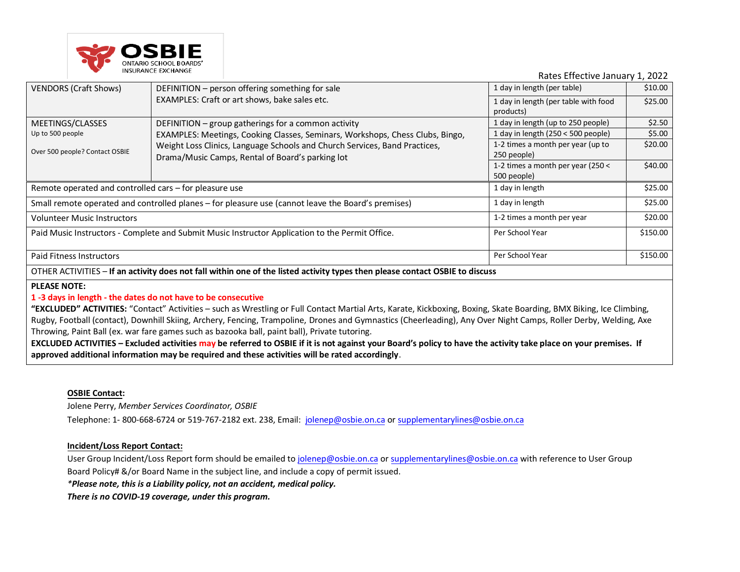Rates Effective January 1, 2022

| | | | |
|---|---|---|---|
| VENDORS (Craft Shows) | DEFINITION – person offering something for sale<br>EXAMPLES: Craft or art shows, bake sales etc. | 1 day in length (per table) | $10.00 |
| | | 1 day in length (per table with food products) | $25.00 |
| MEETINGS/CLASSES<br>Up to 500 people<br>Over 500 people? Contact OSBIE | DEFINITION – group gatherings for a common activity<br>EXAMPLES: Meetings, Cooking Classes, Seminars, Workshops, Chess Clubs, Bingo, Weight Loss Clinics, Language Schools and Church Services, Band Practices, Drama/Music Camps, Rental of Board's parking lot | 1 day in length (up to 250 people) | $2.50 |
| | | 1 day in length (250 < 500 people) | $5.00 |
| | | 1-2 times a month per year (up to 250 people) | $20.00 |
| | | 1-2 times a month per year (250 < 500 people) | $40.00 |
| Remote operated and controlled cars – for pleasure use | | 1 day in length | $25.00 |
| Small remote operated and controlled planes – for pleasure use (cannot leave the Board's premises) | | 1 day in length | $25.00 |
| Volunteer Music Instructors | | 1-2 times a month per year | $20.00 |
| Paid Music Instructors - Complete and Submit Music Instructor Application to the Permit Office. | | Per School Year | $150.00 |
| Paid Fitness Instructors | | Per School Year | $150.00 |
| OTHER ACTIVITIES – **If an activity does not fall within one of the listed activity types then please contact OSBIE to discuss** | | | |

**PLEASE NOTE:**

**1 -3 days in length - the dates do not have to be consecutive**

**"EXCLUDED" ACTIVITIES:** "Contact" Activities – such as Wrestling or Full Contact Martial Arts, Karate, Kickboxing, Boxing, Skate Boarding, BMX Biking, Ice Climbing, Rugby, Football (contact), Downhill Skiing, Archery, Fencing, Trampoline, Drones and Gymnastics (Cheerleading), Any Over Night Camps, Roller Derby, Welding, Axe Throwing, Paint Ball (ex. war fare games such as bazooka ball, paint ball), Private tutoring.

**EXCLUDED ACTIVITIES – Excluded activities may be referred to OSBIE if it is not against your Board's policy to have the activity take place on your premises. If approved additional information may be required and these activities will be rated accordingly**.

**OSBIE Contact:**

Jolene Perry, *Member Services Coordinator, OSBIE*

Telephone: 1- 800-668-6724 or 519-767-2182 ext. 238, Email: jolenep@osbie.on.ca or supplementarylines@osbie.on.ca

**Incident/Loss Report Contact:**

User Group Incident/Loss Report form should be emailed to jolenep@osbie.on.ca or supplementarylines@osbie.on.ca with reference to User Group Board Policy# &/or Board Name in the subject line, and include a copy of permit issued.

***Please note, this is a Liability policy, not an accident, medical policy.***

***There is no COVID-19 coverage, under this program.***